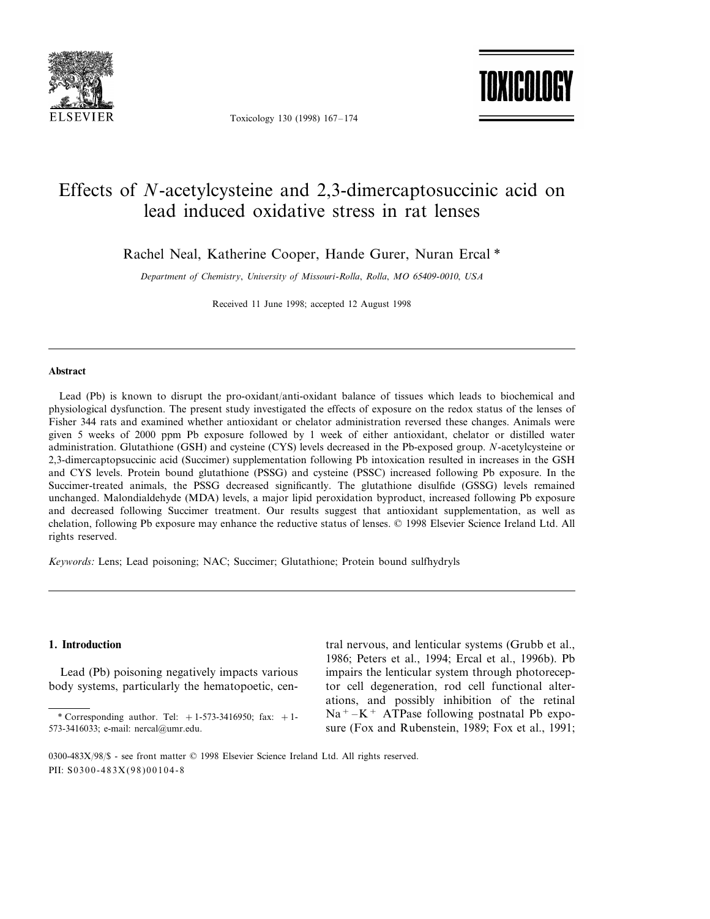# Effects of *N*-acetylcysteine and 2,3-dimercaptosuccinic acid on lead induced oxidative stress in rat lenses

Rachel Neal, Katherine Cooper, Hande Gurer, Nuran Ercal *

*Department of Chemistry, University of Missouri-Rolla, Rolla, MO 65409-0010, USA*

Received 11 June 1998; accepted 12 August 1998

## Abstract

Lead (Pb) is known to disrupt the pro-oxidant/anti-oxidant balance of tissues which leads to biochemical and physiological dysfunction. The present study investigated the effects of exposure on the redox status of the lenses of Fisher 344 rats and examined whether antioxidant or chelator administration reversed these changes. Animals were given 5 weeks of 2000 ppm Pb exposure followed by 1 week of either antioxidant, chelator or distilled water administration. Glutathione (GSH) and cysteine (CYS) levels decreased in the Pb-exposed group. *N*-acetylcysteine or 2,3-dimercaptopsuccinic acid (Succimer) supplementation following Pb intoxication resulted in increases in the GSH and CYS levels. Protein bound glutathione (PSSG) and cysteine (PSSC) increased following Pb exposure. In the Succimer-treated animals, the PSSG decreased significantly. The glutathione disulfide (GSSG) levels remained unchanged. Malondialdehyde (MDA) levels, a major lipid peroxidation byproduct, increased following Pb exposure and decreased following Succimer treatment. Our results suggest that antioxidant supplementation, as well as chelation, following Pb exposure may enhance the reductive status of lenses. © 1998 Elsevier Science Ireland Ltd. All rights reserved.

*Keywords:* Lens; Lead poisoning; NAC; Succimer; Glutathione; Protein bound sulfhydryls

## 1. Introduction

Lead (Pb) poisoning negatively impacts various body systems, particularly the hematopoetic, central nervous, and lenticular systems (Grubb et al., 1986; Peters et al., 1994; Ercal et al., 1996b). Pb impairs the lenticular system through photoreceptor cell degeneration, rod cell functional alterations, and possibly inhibition of the retinal $Na^+$–$K^+$ ATPase following postnatal Pb exposure (Fox and Rubenstein, 1989; Fox et al., 1991;

* Corresponding author. Tel: +1-573-3416950; fax: +1-573-3416033; e-mail: nercal@umr.edu.

0300-483X/98/$ - see front matter © 1998 Elsevier Science Ireland Ltd. All rights reserved.
PII: S0300-483X(98)00104-8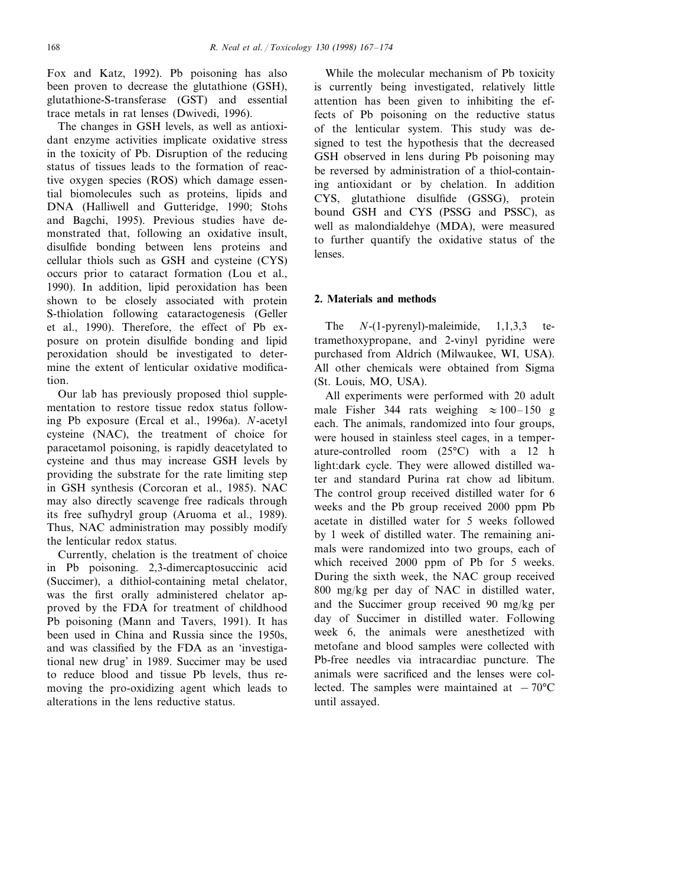Fox and Katz, 1992). Pb poisoning has also been proven to decrease the glutathione (GSH), glutathione-S-transferase (GST) and essential trace metals in rat lenses (Dwivedi, 1996).

The changes in GSH levels, as well as antioxidant enzyme activities implicate oxidative stress in the toxicity of Pb. Disruption of the reducing status of tissues leads to the formation of reactive oxygen species (ROS) which damage essential biomolecules such as proteins, lipids and DNA (Halliwell and Gutteridge, 1990; Stohs and Bagchi, 1995). Previous studies have demonstrated that, following an oxidative insult, disulfide bonding between lens proteins and cellular thiols such as GSH and cysteine (CYS) occurs prior to cataract formation (Lou et al., 1990). In addition, lipid peroxidation has been shown to be closely associated with protein S-thiolation following cataractogenesis (Geller et al., 1990). Therefore, the effect of Pb exposure on protein disulfide bonding and lipid peroxidation should be investigated to determine the extent of lenticular oxidative modification.

Our lab has previously proposed thiol supplementation to restore tissue redox status following Pb exposure (Ercal et al., 1996a). *N*-acetyl cysteine (NAC), the treatment of choice for paracetamol poisoning, is rapidly deacetylated to cysteine and thus may increase GSH levels by providing the substrate for the rate limiting step in GSH synthesis (Corcoran et al., 1985). NAC may also directly scavenge free radicals through its free sufhydryl group (Aruoma et al., 1989). Thus, NAC administration may possibly modify the lenticular redox status.

Currently, chelation is the treatment of choice in Pb poisoning. 2,3-dimercaptosuccinic acid (Succimer), a dithiol-containing metal chelator, was the first orally administered chelator approved by the FDA for treatment of childhood Pb poisoning (Mann and Tavers, 1991). It has been used in China and Russia since the 1950s, and was classified by the FDA as an 'investigational new drug' in 1989. Succimer may be used to reduce blood and tissue Pb levels, thus removing the pro-oxidizing agent which leads to alterations in the lens reductive status.

While the molecular mechanism of Pb toxicity is currently being investigated, relatively little attention has been given to inhibiting the effects of Pb poisoning on the reductive status of the lenticular system. This study was designed to test the hypothesis that the decreased GSH observed in lens during Pb poisoning may be reversed by administration of a thiol-containing antioxidant or by chelation. In addition CYS, glutathione disulfide (GSSG), protein bound GSH and CYS (PSSG and PSSC), as well as malondialdehye (MDA), were measured to further quantify the oxidative status of the lenses.

## 2. Materials and methods

The *N*-(1-pyrenyl)-maleimide, 1,1,3,3 tetramethoxypropane, and 2-vinyl pyridine were purchased from Aldrich (Milwaukee, WI, USA). All other chemicals were obtained from Sigma (St. Louis, MO, USA).

All experiments were performed with 20 adult male Fisher 344 rats weighing $\approx 100$–150 g each. The animals, randomized into four groups, were housed in stainless steel cages, in a temperature-controlled room (25°C) with a 12 h light:dark cycle. They were allowed distilled water and standard Purina rat chow ad libitum. The control group received distilled water for 6 weeks and the Pb group received 2000 ppm Pb acetate in distilled water for 5 weeks followed by 1 week of distilled water. The remaining animals were randomized into two groups, each of which received 2000 ppm of Pb for 5 weeks. During the sixth week, the NAC group received 800 mg/kg per day of NAC in distilled water, and the Succimer group received 90 mg/kg per day of Succimer in distilled water. Following week 6, the animals were anesthetized with metofane and blood samples were collected with Pb-free needles via intracardiac puncture. The animals were sacrificed and the lenses were collected. The samples were maintained at $-70$°C until assayed.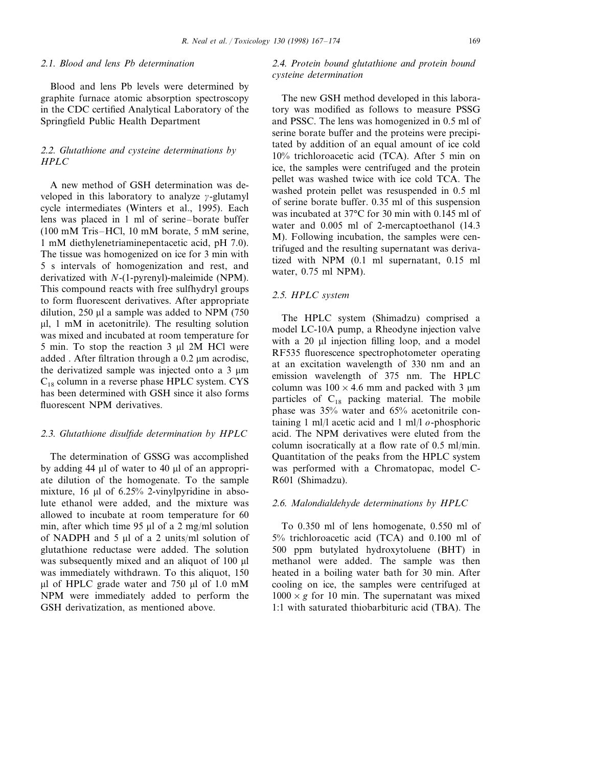### 2.1. Blood and lens Pb determination

Blood and lens Pb levels were determined by graphite furnace atomic absorption spectroscopy in the CDC certified Analytical Laboratory of the Springfield Public Health Department

### 2.2. Glutathione and cysteine determinations by HPLC

A new method of GSH determination was developed in this laboratory to analyze $\gamma$-glutamyl cycle intermediates (Winters et al., 1995). Each lens was placed in 1 ml of serine–borate buffer (100 mM Tris–HCl, 10 mM borate, 5 mM serine, 1 mM diethylenetriaminepentacetic acid, pH 7.0). The tissue was homogenized on ice for 3 min with 5 s intervals of homogenization and rest, and derivatized with *N*-(1-pyrenyl)-maleimide (NPM). This compound reacts with free sulfhydryl groups to form fluorescent derivatives. After appropriate dilution, 250 µl a sample was added to NPM (750 µl, 1 mM in acetonitrile). The resulting solution was mixed and incubated at room temperature for 5 min. To stop the reaction 3 µl 2M HCl were added . After filtration through a 0.2 µm acrodisc, the derivatized sample was injected onto a 3 µm $C_{18}$ column in a reverse phase HPLC system. CYS has been determined with GSH since it also forms fluorescent NPM derivatives.

### 2.3. Glutathione disulfide determination by HPLC

The determination of GSSG was accomplished by adding 44 µl of water to 40 µl of an appropriate dilution of the homogenate. To the sample mixture, 16 µl of 6.25% 2-vinylpyridine in absolute ethanol were added, and the mixture was allowed to incubate at room temperature for 60 min, after which time 95 µl of a 2 mg/ml solution of NADPH and 5 µl of a 2 units/ml solution of glutathione reductase were added. The solution was subsequently mixed and an aliquot of 100 µl was immediately withdrawn. To this aliquot, 150 µl of HPLC grade water and 750 µl of 1.0 mM NPM were immediately added to perform the GSH derivatization, as mentioned above.

### 2.4. Protein bound glutathione and protein bound cysteine determination

The new GSH method developed in this laboratory was modified as follows to measure PSSG and PSSC. The lens was homogenized in 0.5 ml of serine borate buffer and the proteins were precipitated by addition of an equal amount of ice cold 10% trichloroacetic acid (TCA). After 5 min on ice, the samples were centrifuged and the protein pellet was washed twice with ice cold TCA. The washed protein pellet was resuspended in 0.5 ml of serine borate buffer. 0.35 ml of this suspension was incubated at 37°C for 30 min with 0.145 ml of water and 0.005 ml of 2-mercaptoethanol (14.3 M). Following incubation, the samples were centrifuged and the resulting supernatant was derivatized with NPM (0.1 ml supernatant, 0.15 ml water, 0.75 ml NPM).

### 2.5. HPLC system

The HPLC system (Shimadzu) comprised a model LC-10A pump, a Rheodyne injection valve with a 20 µl injection filling loop, and a model RF535 fluorescence spectrophotometer operating at an excitation wavelength of 330 nm and an emission wavelength of 375 nm. The HPLC column was $100 \times 4.6$ mm and packed with 3 µm particles of $C_{18}$ packing material. The mobile phase was 35% water and 65% acetonitrile containing 1 ml/l acetic acid and 1 ml/l *o*-phosphoric acid. The NPM derivatives were eluted from the column isocratically at a flow rate of 0.5 ml/min. Quantitation of the peaks from the HPLC system was performed with a Chromatopac, model C-R601 (Shimadzu).

### 2.6. Malondialdehyde determinations by HPLC

To 0.350 ml of lens homogenate, 0.550 ml of 5% trichloroacetic acid (TCA) and 0.100 ml of 500 ppm butylated hydroxytoluene (BHT) in methanol were added. The sample was then heated in a boiling water bath for 30 min. After cooling on ice, the samples were centrifuged at $1000 \times g$ for 10 min. The supernatant was mixed 1:1 with saturated thiobarbituric acid (TBA). The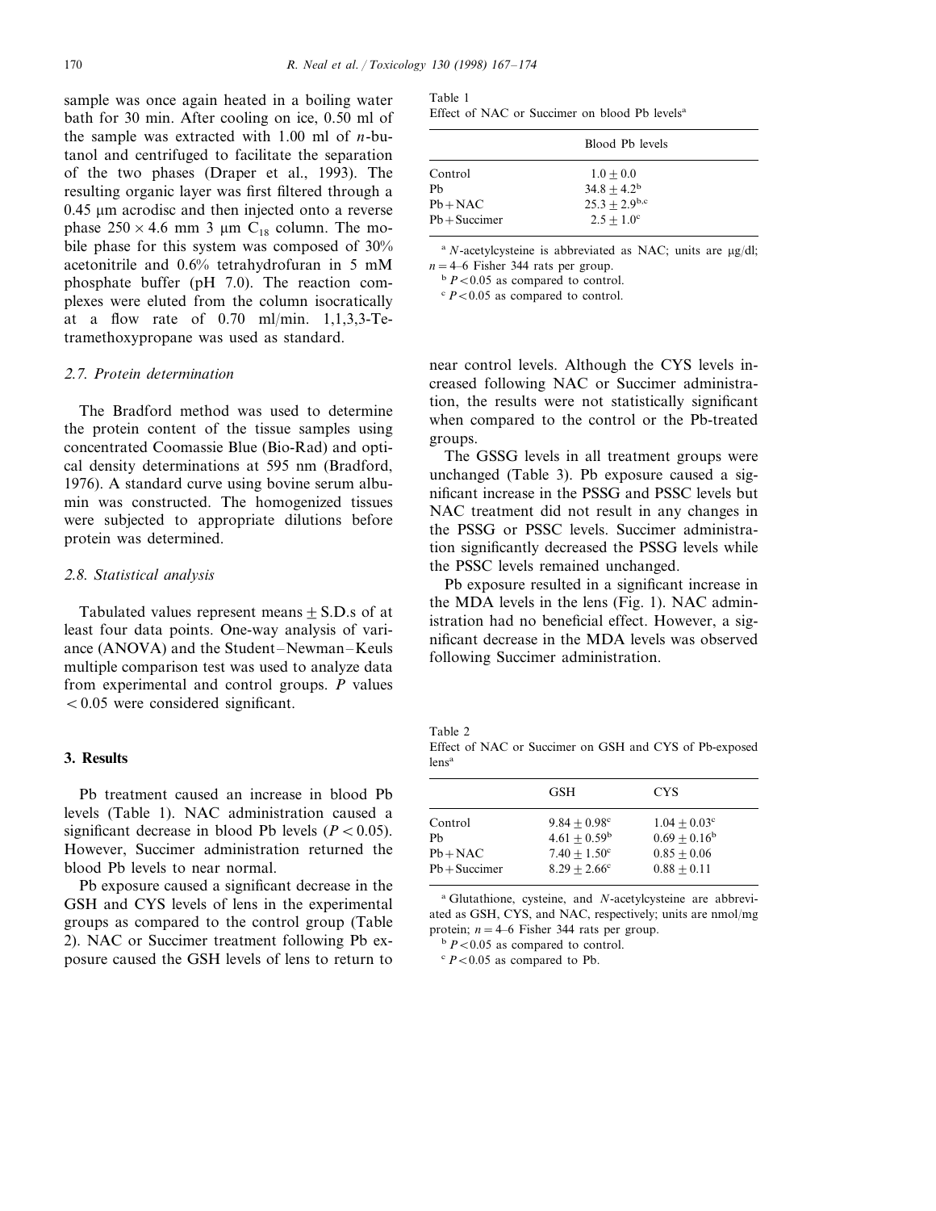sample was once again heated in a boiling water bath for 30 min. After cooling on ice, 0.50 ml of the sample was extracted with 1.00 ml of *n*-butanol and centrifuged to facilitate the separation of the two phases (Draper et al., 1993). The resulting organic layer was first filtered through a 0.45 μm acrodisc and then injected onto a reverse phase 250 × 4.6 mm 3 μm $C_{18}$ column. The mobile phase for this system was composed of 30% acetonitrile and 0.6% tetrahydrofuran in 5 mM phosphate buffer (pH 7.0). The reaction complexes were eluted from the column isocratically at a flow rate of 0.70 ml/min. 1,1,3,3-Tetramethoxypropane was used as standard.

### 2.7. Protein determination

The Bradford method was used to determine the protein content of the tissue samples using concentrated Coomassie Blue (Bio-Rad) and optical density determinations at 595 nm (Bradford, 1976). A standard curve using bovine serum albumin was constructed. The homogenized tissues were subjected to appropriate dilutions before protein was determined.

### 2.8. Statistical analysis

Tabulated values represent means ± S.D.s of at least four data points. One-way analysis of variance (ANOVA) and the Student–Newman–Keuls multiple comparison test was used to analyze data from experimental and control groups. *P* values < 0.05 were considered significant.

## 3. Results

Pb treatment caused an increase in blood Pb levels (Table 1). NAC administration caused a significant decrease in blood Pb levels ($P < 0.05$). However, Succimer administration returned the blood Pb levels to near normal.

Pb exposure caused a significant decrease in the GSH and CYS levels of lens in the experimental groups as compared to the control group (Table 2). NAC or Succimer treatment following Pb exposure caused the GSH levels of lens to return to near control levels. Although the CYS levels increased following NAC or Succimer administration, the results were not statistically significant when compared to the control or the Pb-treated groups.

The GSSG levels in all treatment groups were unchanged (Table 3). Pb exposure caused a significant increase in the PSSG and PSSC levels but NAC treatment did not result in any changes in the PSSG or PSSC levels. Succimer administration significantly decreased the PSSG levels while the PSSC levels remained unchanged.

Pb exposure resulted in a significant increase in the MDA levels in the lens (Fig. 1). NAC administration had no beneficial effect. However, a significant decrease in the MDA levels was observed following Succimer administration.

Table 1
Effect of NAC or Succimer on blood Pb levels[a]

| | Blood Pb levels |
|---|---|
| Control | 1.0 ± 0.0 |
| Pb | 34.8 ± 4.2[b] |
| Pb + NAC | 25.3 ± 2.9[b,c] |
| Pb + Succimer | 2.5 ± 1.0[c] |

[a] *N*-acetylcysteine is abbreviated as NAC; units are μg/dl; $n = 4$–6 Fisher 344 rats per group.
[b] $P < 0.05$ as compared to control.
[c] $P < 0.05$ as compared to control.

Table 2
Effect of NAC or Succimer on GSH and CYS of Pb-exposed lens[a]

| | GSH | CYS |
|---|---|---|
| Control | 9.84 ± 0.98[c] | 1.04 ± 0.03[c] |
| Pb | 4.61 ± 0.59[b] | 0.69 ± 0.16[b] |
| Pb + NAC | 7.40 ± 1.50[c] | 0.85 ± 0.06 |
| Pb + Succimer | 8.29 ± 2.66[c] | 0.88 ± 0.11 |

[a] Glutathione, cysteine, and *N*-acetylcysteine are abbreviated as GSH, CYS, and NAC, respectively; units are nmol/mg protein; $n = 4$–6 Fisher 344 rats per group.
[b] $P < 0.05$ as compared to control.
[c] $P < 0.05$ as compared to Pb.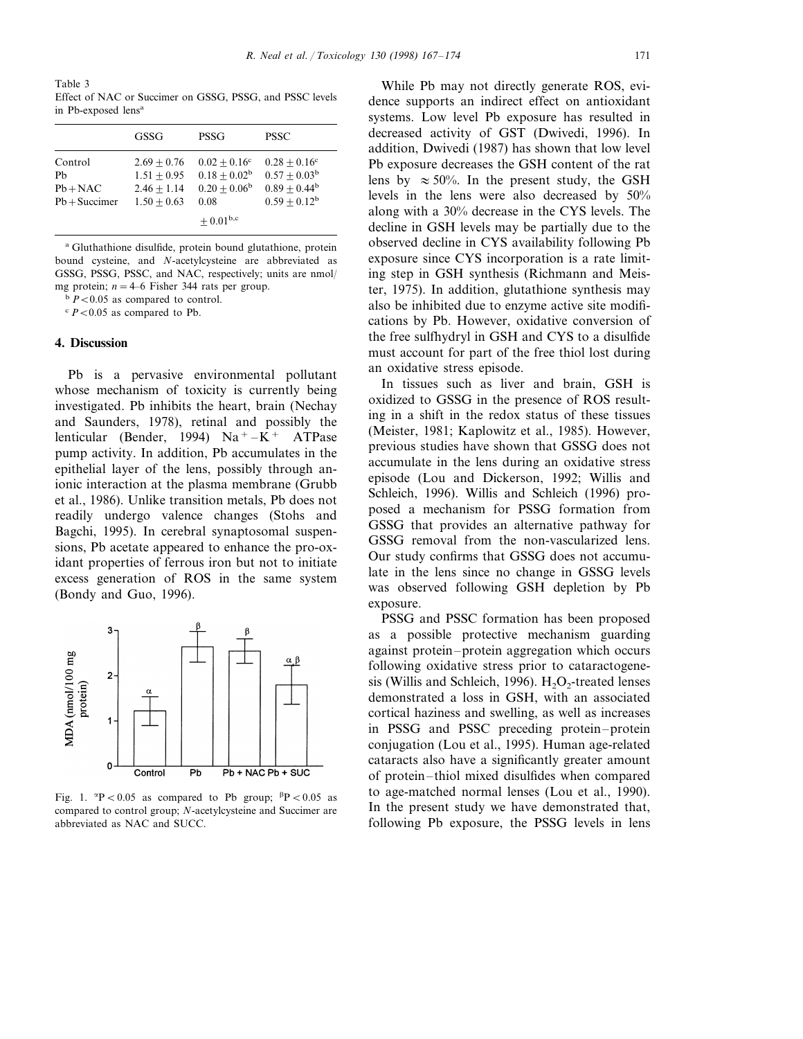Table 3
Effect of NAC or Succimer on GSSG, PSSG, and PSSC levels in Pb-exposed lens[a]

| | GSSG | PSSG | PSSC |
|---|---|---|---|
| Control | 2.69 ± 0.76 | 0.02 ± 0.16[c] | 0.28 ± 0.16[c] |
| Pb | 1.51 ± 0.95 | 0.18 ± 0.02[b] | 0.57 ± 0.03[b] |
| Pb + NAC | 2.46 ± 1.14 | 0.20 ± 0.06[b] | 0.89 ± 0.44[b] |
| Pb + Succimer | 1.50 ± 0.63 | 0.08 ± 0.01[b,c] | 0.59 ± 0.12[b] |

[a] Gluthathione disulfide, protein bound glutathione, protein bound cysteine, and *N*-acetylcysteine are abbreviated as GSSG, PSSG, PSSC, and NAC, respectively; units are nmol/mg protein; $n = 4$–6 Fisher 344 rats per group.

[b] $P < 0.05$ as compared to control.

[c] $P < 0.05$ as compared to Pb.

## 4. Discussion

Pb is a pervasive environmental pollutant whose mechanism of toxicity is currently being investigated. Pb inhibits the heart, brain (Nechay and Saunders, 1978), retinal and possibly the lenticular (Bender, 1994) $Na^{+}$–$K^{+}$ ATPase pump activity. In addition, Pb accumulates in the epithelial layer of the lens, possibly through an ionic interaction at the plasma membrane (Grubb et al., 1986). Unlike transition metals, Pb does not readily undergo valence changes (Stohs and Bagchi, 1995). In cerebral synaptosomal suspensions, Pb acetate appeared to enhance the pro-oxidant properties of ferrous iron but not to initiate excess generation of ROS in the same system (Bondy and Guo, 1996).

Fig. 1. $^{\alpha}P < 0.05$ as compared to Pb group; $^{\beta}P < 0.05$ as compared to control group; *N*-acetylcysteine and Succimer are abbreviated as NAC and SUCC.

While Pb may not directly generate ROS, evidence supports an indirect effect on antioxidant systems. Low level Pb exposure has resulted in decreased activity of GST (Dwivedi, 1996). In addition, Dwivedi (1987) has shown that low level Pb exposure decreases the GSH content of the rat lens by ≈50%. In the present study, the GSH levels in the lens were also decreased by 50% along with a 30% decrease in the CYS levels. The decline in GSH levels may be partially due to the observed decline in CYS availability following Pb exposure since CYS incorporation is a rate limiting step in GSH synthesis (Richmann and Meister, 1975). In addition, glutathione synthesis may also be inhibited due to enzyme active site modifications by Pb. However, oxidative conversion of the free sulfhydryl in GSH and CYS to a disulfide must account for part of the free thiol lost during an oxidative stress episode.

In tissues such as liver and brain, GSH is oxidized to GSSG in the presence of ROS resulting in a shift in the redox status of these tissues (Meister, 1981; Kaplowitz et al., 1985). However, previous studies have shown that GSSG does not accumulate in the lens during an oxidative stress episode (Lou and Dickerson, 1992; Willis and Schleich, 1996). Willis and Schleich (1996) proposed a mechanism for PSSG formation from GSSG that provides an alternative pathway for GSSG removal from the non-vascularized lens. Our study confirms that GSSG does not accumulate in the lens since no change in GSSG levels was observed following GSH depletion by Pb exposure.

PSSG and PSSC formation has been proposed as a possible protective mechanism guarding against protein–protein aggregation which occurs following oxidative stress prior to cataractogenesis (Willis and Schleich, 1996). $H_2O_2$-treated lenses demonstrated a loss in GSH, with an associated cortical haziness and swelling, as well as increases in PSSG and PSSC preceding protein–protein conjugation (Lou et al., 1995). Human age-related cataracts also have a significantly greater amount of protein–thiol mixed disulfides when compared to age-matched normal lenses (Lou et al., 1990). In the present study we have demonstrated that, following Pb exposure, the PSSG levels in lens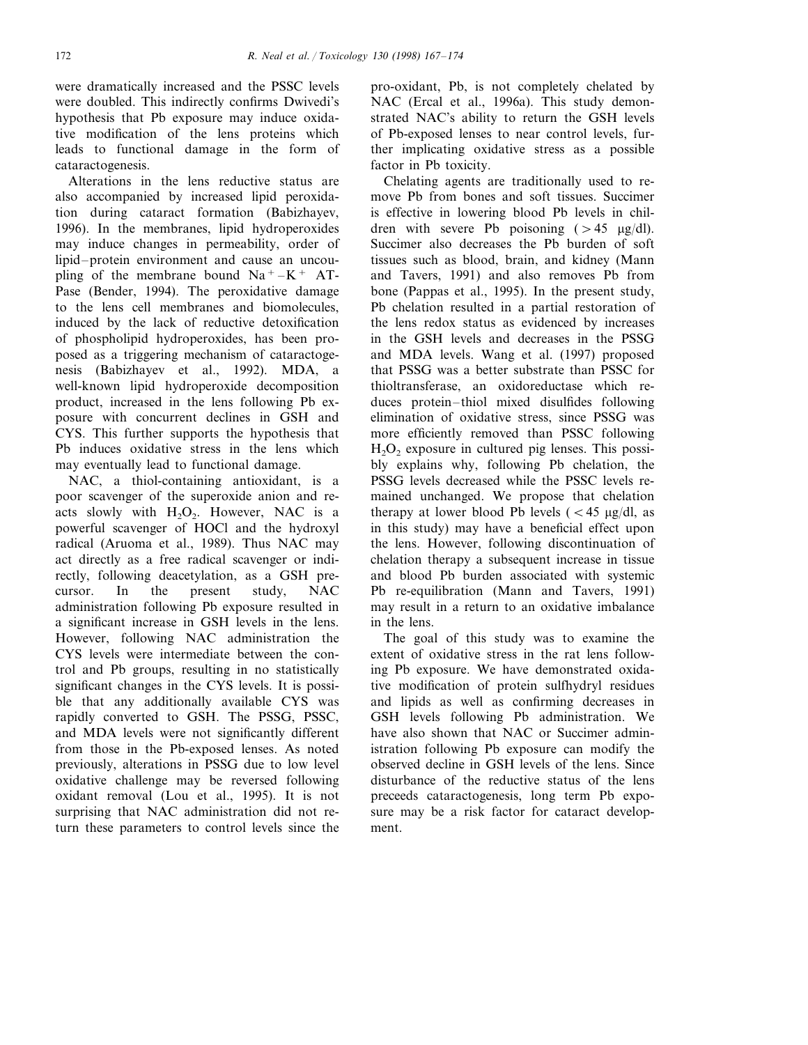were dramatically increased and the PSSC levels were doubled. This indirectly confirms Dwivedi's hypothesis that Pb exposure may induce oxidative modification of the lens proteins which leads to functional damage in the form of cataractogenesis.

Alterations in the lens reductive status are also accompanied by increased lipid peroxidation during cataract formation (Babizhayev, 1996). In the membranes, lipid hydroperoxides may induce changes in permeability, order of lipid–protein environment and cause an uncoupling of the membrane bound $Na^{+}$–$K^{+}$ ATPase (Bender, 1994). The peroxidative damage to the lens cell membranes and biomolecules, induced by the lack of reductive detoxification of phospholipid hydroperoxides, has been proposed as a triggering mechanism of cataractogenesis (Babizhayev et al., 1992). MDA, a well-known lipid hydroperoxide decomposition product, increased in the lens following Pb exposure with concurrent declines in GSH and CYS. This further supports the hypothesis that Pb induces oxidative stress in the lens which may eventually lead to functional damage.

NAC, a thiol-containing antioxidant, is a poor scavenger of the superoxide anion and reacts slowly with $H_2O_2$. However, NAC is a powerful scavenger of HOCl and the hydroxyl radical (Aruoma et al., 1989). Thus NAC may act directly as a free radical scavenger or indirectly, following deacetylation, as a GSH precursor. In the present study, NAC administration following Pb exposure resulted in a significant increase in GSH levels in the lens. However, following NAC administration the CYS levels were intermediate between the control and Pb groups, resulting in no statistically significant changes in the CYS levels. It is possible that any additionally available CYS was rapidly converted to GSH. The PSSG, PSSC, and MDA levels were not significantly different from those in the Pb-exposed lenses. As noted previously, alterations in PSSG due to low level oxidative challenge may be reversed following oxidant removal (Lou et al., 1995). It is not surprising that NAC administration did not return these parameters to control levels since the pro-oxidant, Pb, is not completely chelated by NAC (Ercal et al., 1996a). This study demonstrated NAC's ability to return the GSH levels of Pb-exposed lenses to near control levels, further implicating oxidative stress as a possible factor in Pb toxicity.

Chelating agents are traditionally used to remove Pb from bones and soft tissues. Succimer is effective in lowering blood Pb levels in children with severe Pb poisoning ($>45$ μg/dl). Succimer also decreases the Pb burden of soft tissues such as blood, brain, and kidney (Mann and Tavers, 1991) and also removes Pb from bone (Pappas et al., 1995). In the present study, Pb chelation resulted in a partial restoration of the lens redox status as evidenced by increases in the GSH levels and decreases in the PSSG and MDA levels. Wang et al. (1997) proposed that PSSG was a better substrate than PSSC for thioltransferase, an oxidoreductase which reduces protein–thiol mixed disulfides following elimination of oxidative stress, since PSSG was more efficiently removed than PSSC following $H_2O_2$ exposure in cultured pig lenses. This possibly explains why, following Pb chelation, the PSSG levels decreased while the PSSC levels remained unchanged. We propose that chelation therapy at lower blood Pb levels ($<45$ μg/dl, as in this study) may have a beneficial effect upon the lens. However, following discontinuation of chelation therapy a subsequent increase in tissue and blood Pb burden associated with systemic Pb re-equilibration (Mann and Tavers, 1991) may result in a return to an oxidative imbalance in the lens.

The goal of this study was to examine the extent of oxidative stress in the rat lens following Pb exposure. We have demonstrated oxidative modification of protein sulfhydryl residues and lipids as well as confirming decreases in GSH levels following Pb administration. We have also shown that NAC or Succimer administration following Pb exposure can modify the observed decline in GSH levels of the lens. Since disturbance of the reductive status of the lens preceeds cataractogenesis, long term Pb exposure may be a risk factor for cataract development.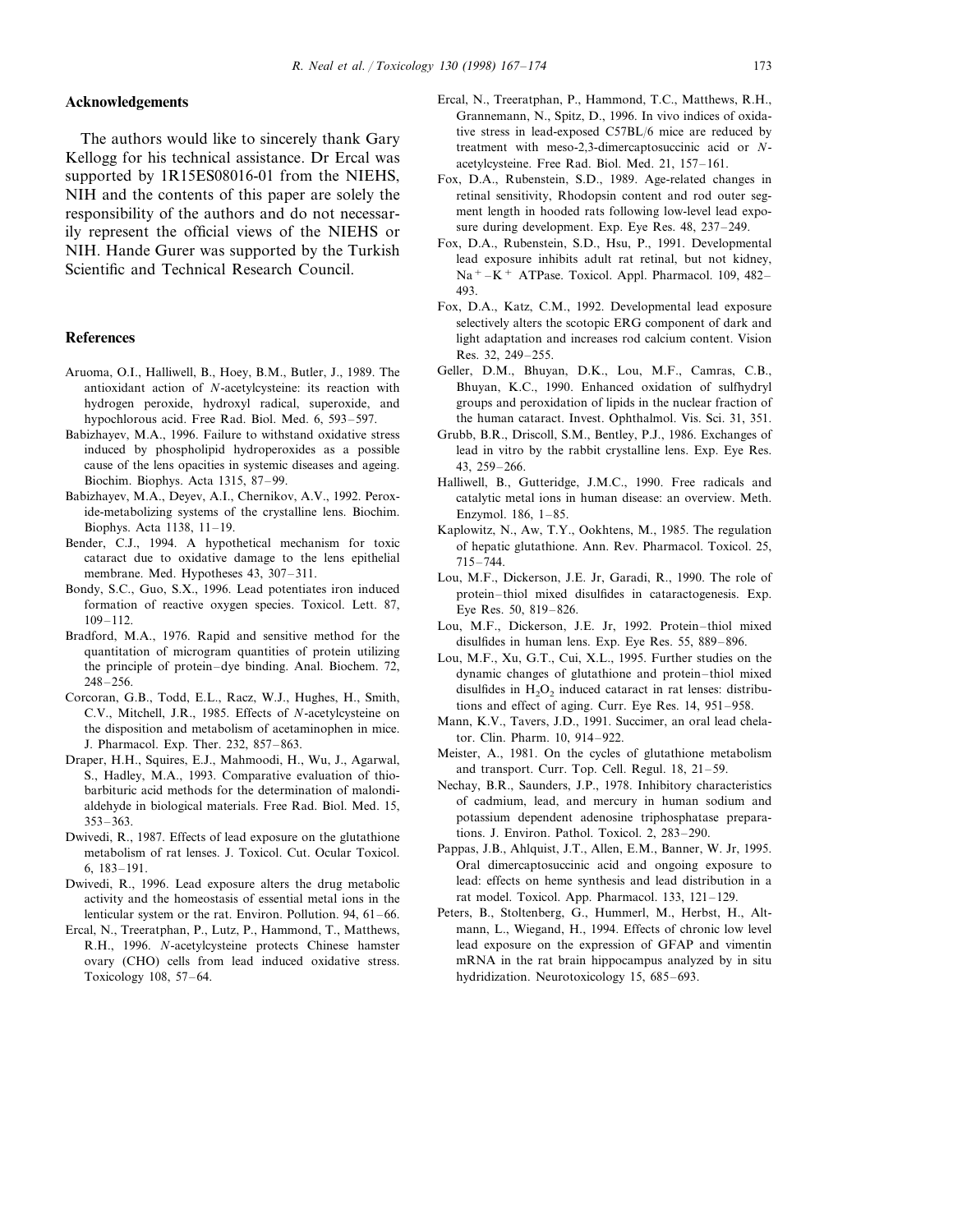## Acknowledgements

The authors would like to sincerely thank Gary Kellogg for his technical assistance. Dr Ercal was supported by 1R15ES08016-01 from the NIEHS, NIH and the contents of this paper are solely the responsibility of the authors and do not necessarily represent the official views of the NIEHS or NIH. Hande Gurer was supported by the Turkish Scientific and Technical Research Council.

## References

Aruoma, O.I., Halliwell, B., Hoey, B.M., Butler, J., 1989. The antioxidant action of *N*-acetylcysteine: its reaction with hydrogen peroxide, hydroxyl radical, superoxide, and hypochlorous acid. Free Rad. Biol. Med. 6, 593–597.

Babizhayev, M.A., 1996. Failure to withstand oxidative stress induced by phospholipid hydroperoxides as a possible cause of the lens opacities in systemic diseases and ageing. Biochim. Biophys. Acta 1315, 87–99.

Babizhayev, M.A., Deyev, A.I., Chernikov, A.V., 1992. Peroxide-metabolizing systems of the crystalline lens. Biochim. Biophys. Acta 1138, 11–19.

Bender, C.J., 1994. A hypothetical mechanism for toxic cataract due to oxidative damage to the lens epithelial membrane. Med. Hypotheses 43, 307–311.

Bondy, S.C., Guo, S.X., 1996. Lead potentiates iron induced formation of reactive oxygen species. Toxicol. Lett. 87, 109–112.

Bradford, M.A., 1976. Rapid and sensitive method for the quantitation of microgram quantities of protein utilizing the principle of protein–dye binding. Anal. Biochem. 72, 248–256.

Corcoran, G.B., Todd, E.L., Racz, W.J., Hughes, H., Smith, C.V., Mitchell, J.R., 1985. Effects of *N*-acetylcysteine on the disposition and metabolism of acetaminophen in mice. J. Pharmacol. Exp. Ther. 232, 857–863.

Draper, H.H., Squires, E.J., Mahmoodi, H., Wu, J., Agarwal, S., Hadley, M.A., 1993. Comparative evaluation of thiobarbituric acid methods for the determination of malondialdehyde in biological materials. Free Rad. Biol. Med. 15, 353–363.

Dwivedi, R., 1987. Effects of lead exposure on the glutathione metabolism of rat lenses. J. Toxicol. Cut. Ocular Toxicol. 6, 183–191.

Dwivedi, R., 1996. Lead exposure alters the drug metabolic activity and the homeostasis of essential metal ions in the lenticular system or the rat. Environ. Pollution. 94, 61–66.

Ercal, N., Treeratphan, P., Lutz, P., Hammond, T., Matthews, R.H., 1996. *N*-acetylcysteine protects Chinese hamster ovary (CHO) cells from lead induced oxidative stress. Toxicology 108, 57–64.

Ercal, N., Treeratphan, P., Hammond, T.C., Matthews, R.H., Grannemann, N., Spitz, D., 1996. In vivo indices of oxidative stress in lead-exposed C57BL/6 mice are reduced by treatment with meso-2,3-dimercaptosuccinic acid or *N*-acetylcysteine. Free Rad. Biol. Med. 21, 157–161.

Fox, D.A., Rubenstein, S.D., 1989. Age-related changes in retinal sensitivity, Rhodopsin content and rod outer segment length in hooded rats following low-level lead exposure during development. Exp. Eye Res. 48, 237–249.

Fox, D.A., Rubenstein, S.D., Hsu, P., 1991. Developmental lead exposure inhibits adult rat retinal, but not kidney, $Na^+$–$K^+$ ATPase. Toxicol. Appl. Pharmacol. 109, 482–493.

Fox, D.A., Katz, C.M., 1992. Developmental lead exposure selectively alters the scotopic ERG component of dark and light adaptation and increases rod calcium content. Vision Res. 32, 249–255.

Geller, D.M., Bhuyan, D.K., Lou, M.F., Camras, C.B., Bhuyan, K.C., 1990. Enhanced oxidation of sulfhydryl groups and peroxidation of lipids in the nuclear fraction of the human cataract. Invest. Ophthalmol. Vis. Sci. 31, 351.

Grubb, B.R., Driscoll, S.M., Bentley, P.J., 1986. Exchanges of lead in vitro by the rabbit crystalline lens. Exp. Eye Res. 43, 259–266.

Halliwell, B., Gutteridge, J.M.C., 1990. Free radicals and catalytic metal ions in human disease: an overview. Meth. Enzymol. 186, 1–85.

Kaplowitz, N., Aw, T.Y., Ookhtens, M., 1985. The regulation of hepatic glutathione. Ann. Rev. Pharmacol. Toxicol. 25, 715–744.

Lou, M.F., Dickerson, J.E. Jr, Garadi, R., 1990. The role of protein–thiol mixed disulfides in cataractogenesis. Exp. Eye Res. 50, 819–826.

Lou, M.F., Dickerson, J.E. Jr, 1992. Protein–thiol mixed disulfides in human lens. Exp. Eye Res. 55, 889–896.

Lou, M.F., Xu, G.T., Cui, X.L., 1995. Further studies on the dynamic changes of glutathione and protein–thiol mixed disulfides in $H_2O_2$ induced cataract in rat lenses: distributions and effect of aging. Curr. Eye Res. 14, 951–958.

Mann, K.V., Tavers, J.D., 1991. Succimer, an oral lead chelator. Clin. Pharm. 10, 914–922.

Meister, A., 1981. On the cycles of glutathione metabolism and transport. Curr. Top. Cell. Regul. 18, 21–59.

Nechay, B.R., Saunders, J.P., 1978. Inhibitory characteristics of cadmium, lead, and mercury in human sodium and potassium dependent adenosine triphosphatase preparations. J. Environ. Pathol. Toxicol. 2, 283–290.

Pappas, J.B., Ahlquist, J.T., Allen, E.M., Banner, W. Jr, 1995. Oral dimercaptosuccinic acid and ongoing exposure to lead: effects on heme synthesis and lead distribution in a rat model. Toxicol. App. Pharmacol. 133, 121–129.

Peters, B., Stoltenberg, G., Hummerl, M., Herbst, H., Altmann, L., Wiegand, H., 1994. Effects of chronic low level lead exposure on the expression of GFAP and vimentin mRNA in the rat brain hippocampus analyzed by in situ hydridization. Neurotoxicology 15, 685–693.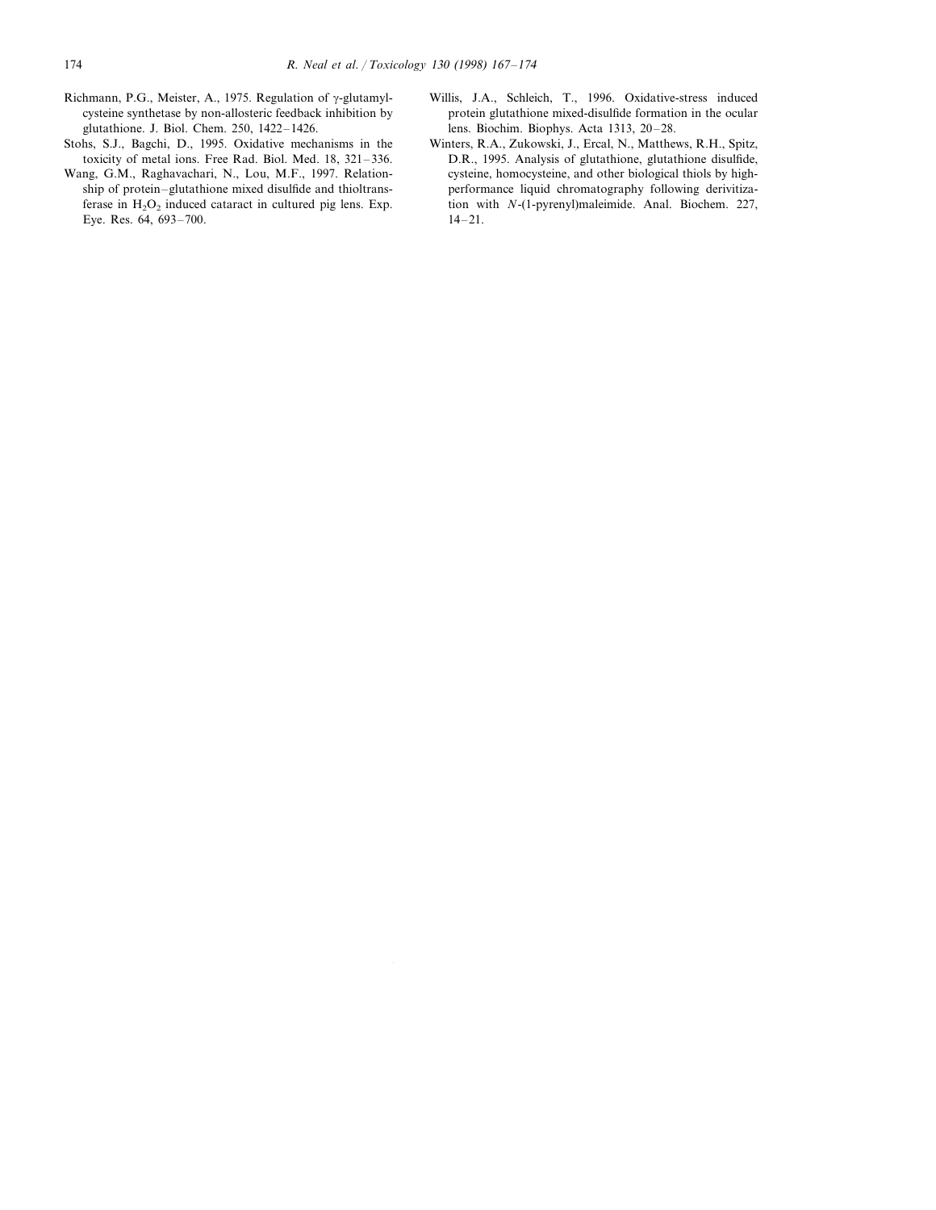Richmann, P.G., Meister, A., 1975. Regulation of γ-glutamylcysteine synthetase by non-allosteric feedback inhibition by glutathione. J. Biol. Chem. 250, 1422–1426.

Stohs, S.J., Bagchi, D., 1995. Oxidative mechanisms in the toxicity of metal ions. Free Rad. Biol. Med. 18, 321–336.

Wang, G.M., Raghavachari, N., Lou, M.F., 1997. Relationship of protein–glutathione mixed disulfide and thioltransferase in $H_2O_2$ induced cataract in cultured pig lens. Exp. Eye. Res. 64, 693–700.

Willis, J.A., Schleich, T., 1996. Oxidative-stress induced protein glutathione mixed-disulfide formation in the ocular lens. Biochim. Biophys. Acta 1313, 20–28.

Winters, R.A., Zukowski, J., Ercal, N., Matthews, R.H., Spitz, D.R., 1995. Analysis of glutathione, glutathione disulfide, cysteine, homocysteine, and other biological thiols by high-performance liquid chromatography following derivitization with *N*-(1-pyrenyl)maleimide. Anal. Biochem. 227, 14–21.